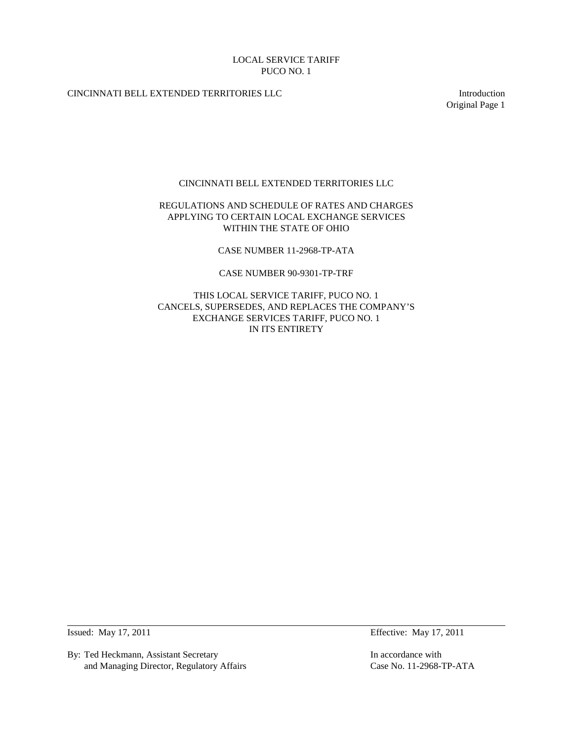LOCAL SERVICE TARIFF
PUCO NO. 1

CINCINNATI BELL EXTENDED TERRITORIES LLC

Introduction
Original Page 1

# CINCINNATI BELL EXTENDED TERRITORIES LLC

## REGULATIONS AND SCHEDULE OF RATES AND CHARGES APPLYING TO CERTAIN LOCAL EXCHANGE SERVICES WITHIN THE STATE OF OHIO

CASE NUMBER 11-2968-TP-ATA

CASE NUMBER 90-9301-TP-TRF

THIS LOCAL SERVICE TARIFF, PUCO NO. 1
CANCELS, SUPERSEDES, AND REPLACES THE COMPANY'S
EXCHANGE SERVICES TARIFF, PUCO NO. 1
IN ITS ENTIRETY

---

Issued: May 17, 2011

Effective: May 17, 2011

By: Ted Heckmann, Assistant Secretary
and Managing Director, Regulatory Affairs

In accordance with
Case No. 11-2968-TP-ATA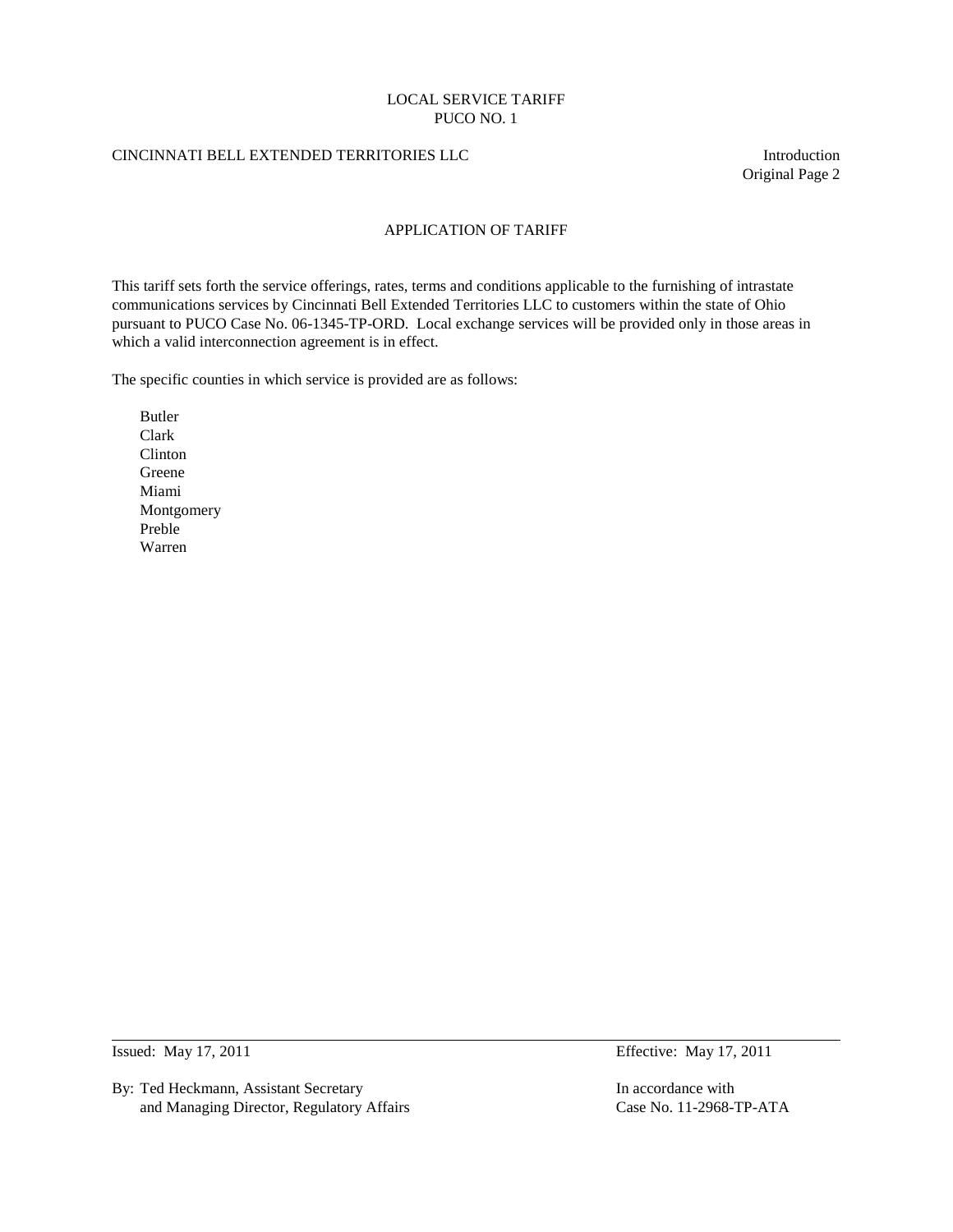## APPLICATION OF TARIFF

This tariff sets forth the service offerings, rates, terms and conditions applicable to the furnishing of intrastate communications services by Cincinnati Bell Extended Territories LLC to customers within the state of Ohio pursuant to PUCO Case No. 06-1345-TP-ORD. Local exchange services will be provided only in those areas in which a valid interconnection agreement is in effect.

The specific counties in which service is provided are as follows:

- Butler
- Clark
- Clinton
- Greene
- Miami
- Montgomery
- Preble
- Warren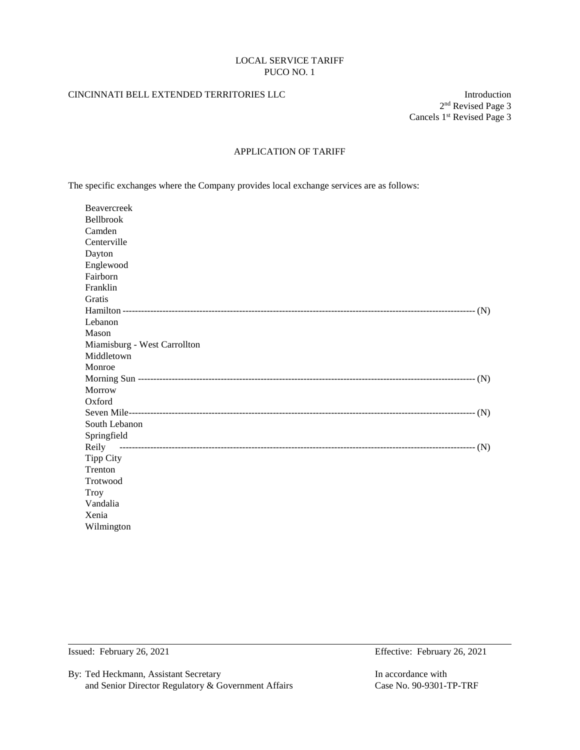LOCAL SERVICE TARIFF
PUCO NO. 1

CINCINNATI BELL EXTENDED TERRITORIES LLC

Introduction
2nd Revised Page 3
Cancels 1st Revised Page 3

## APPLICATION OF TARIFF

The specific exchanges where the Company provides local exchange services are as follows:

- Beavercreek
- Bellbrook
- Camden
- Centerville
- Dayton
- Englewood
- Fairborn
- Franklin
- Gratis
- Hamilton ---------------------------------------------------------------------------------------------------------------- (N)
- Lebanon
- Mason
- Miamisburg - West Carrollton
- Middletown
- Monroe
- Morning Sun ------------------------------------------------------------------------------------------------------------ (N)
- Morrow
- Oxford
- Seven Mile------------------------------------------------------------------------------------------------------------- (N)
- South Lebanon
- Springfield
- Reily ---------------------------------------------------------------------------------------------------------------------- (N)
- Tipp City
- Trenton
- Trotwood
- Troy
- Vandalia
- Xenia
- Wilmington

---

Issued: February 26, 2021

Effective: February 26, 2021

By: Ted Heckmann, Assistant Secretary
and Senior Director Regulatory & Government Affairs

In accordance with
Case No. 90-9301-TP-TRF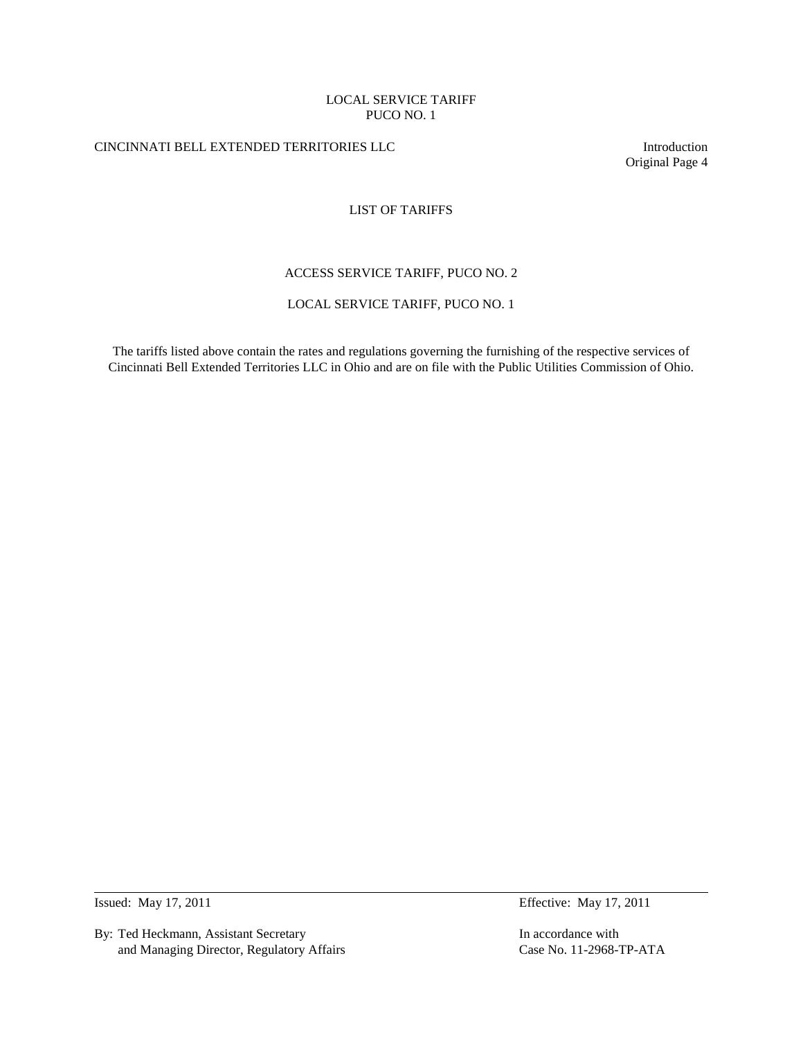# LIST OF TARIFFS

ACCESS SERVICE TARIFF, PUCO NO. 2

LOCAL SERVICE TARIFF, PUCO NO. 1

The tariffs listed above contain the rates and regulations governing the furnishing of the respective services of Cincinnati Bell Extended Territories LLC in Ohio and are on file with the Public Utilities Commission of Ohio.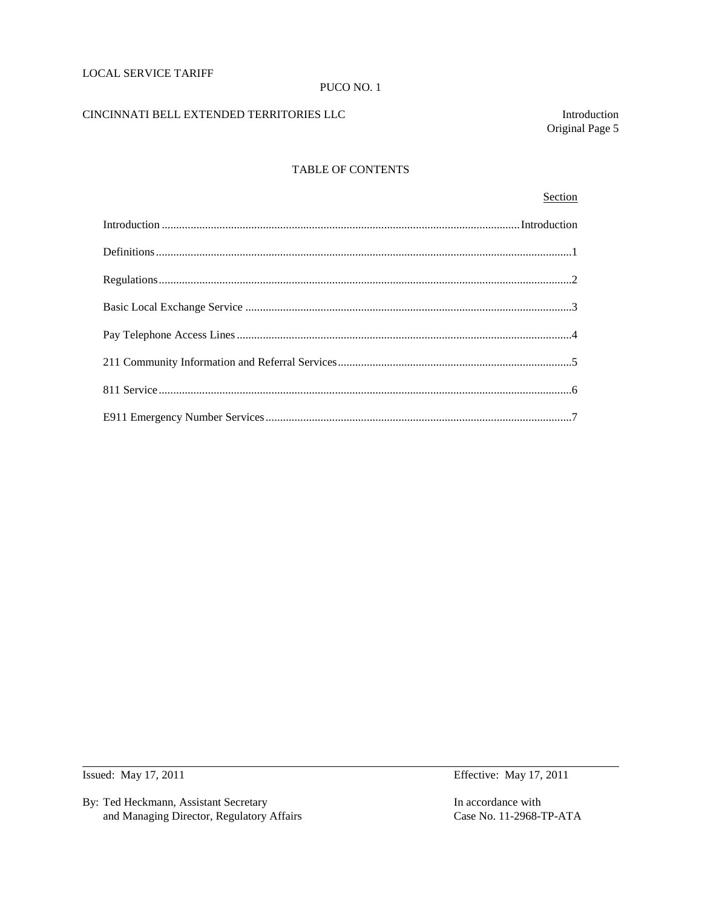# TABLE OF CONTENTS

| | Section |
|---|---|
| Introduction | Introduction |
| Definitions | 1 |
| Regulations | 2 |
| Basic Local Exchange Service | 3 |
| Pay Telephone Access Lines | 4 |
| 211 Community Information and Referral Services | 5 |
| 811 Service | 6 |
| E911 Emergency Number Services | 7 |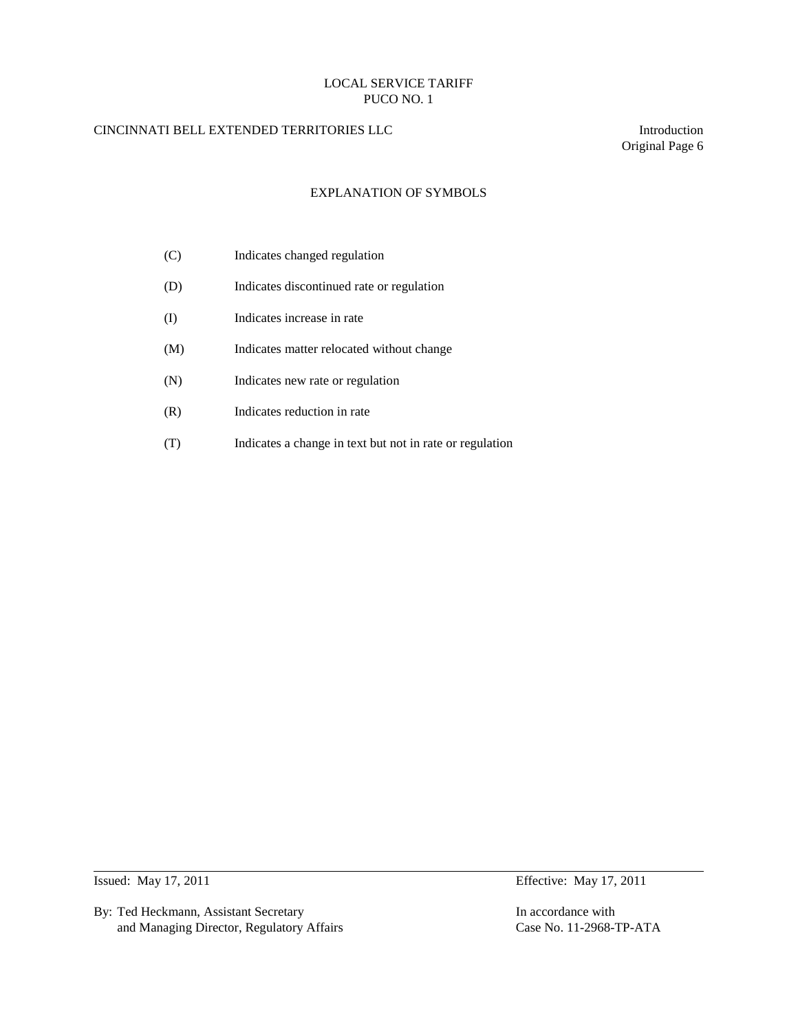# EXPLANATION OF SYMBOLS

| | |
|---|---|
| (C) | Indicates changed regulation |
| (D) | Indicates discontinued rate or regulation |
| (I) | Indicates increase in rate |
| (M) | Indicates matter relocated without change |
| (N) | Indicates new rate or regulation |
| (R) | Indicates reduction in rate |
| (T) | Indicates a change in text but not in rate or regulation |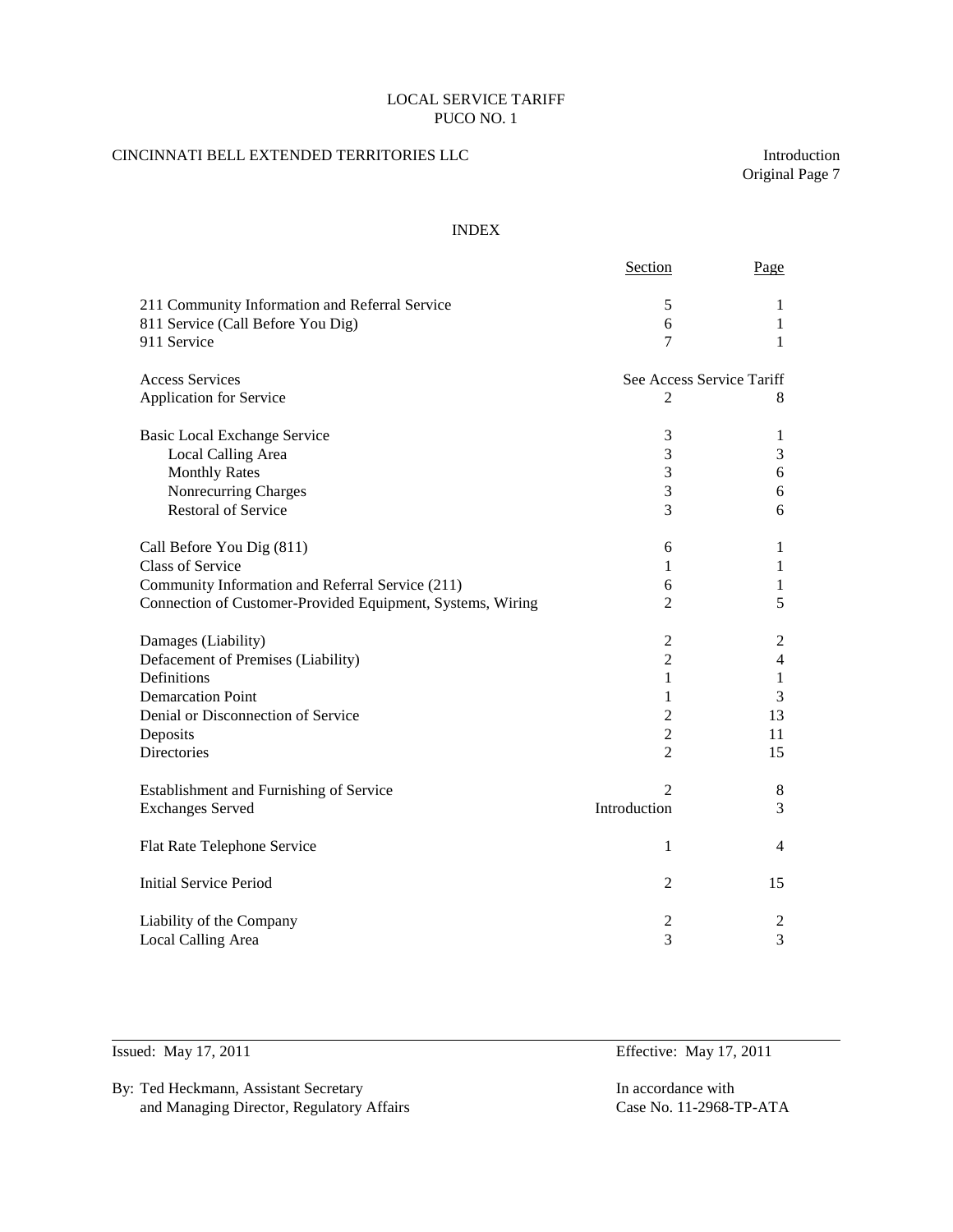LOCAL SERVICE TARIFF
PUCO NO. 1

CINCINNATI BELL EXTENDED TERRITORIES LLC

Introduction
Original Page 7

## INDEX

| | Section | Page |
|---|---|---|
| 211 Community Information and Referral Service | 5 | 1 |
| 811 Service (Call Before You Dig) | 6 | 1 |
| 911 Service | 7 | 1 |
| | | |
| Access Services | See Access Service Tariff | |
| Application for Service | 2 | 8 |
| | | |
| Basic Local Exchange Service | 3 | 1 |
| Local Calling Area | 3 | 3 |
| Monthly Rates | 3 | 6 |
| Nonrecurring Charges | 3 | 6 |
| Restoral of Service | 3 | 6 |
| | | |
| Call Before You Dig (811) | 6 | 1 |
| Class of Service | 1 | 1 |
| Community Information and Referral Service (211) | 6 | 1 |
| Connection of Customer-Provided Equipment, Systems, Wiring | 2 | 5 |
| | | |
| Damages (Liability) | 2 | 2 |
| Defacement of Premises (Liability) | 2 | 4 |
| Definitions | 1 | 1 |
| Demarcation Point | 1 | 3 |
| Denial or Disconnection of Service | 2 | 13 |
| Deposits | 2 | 11 |
| Directories | 2 | 15 |
| | | |
| Establishment and Furnishing of Service | 2 | 8 |
| Exchanges Served | Introduction | 3 |
| | | |
| Flat Rate Telephone Service | 1 | 4 |
| | | |
| Initial Service Period | 2 | 15 |
| | | |
| Liability of the Company | 2 | 2 |
| Local Calling Area | 3 | 3 |

Issued: May 17, 2011

Effective: May 17, 2011

By: Ted Heckmann, Assistant Secretary
and Managing Director, Regulatory Affairs

In accordance with
Case No. 11-2968-TP-ATA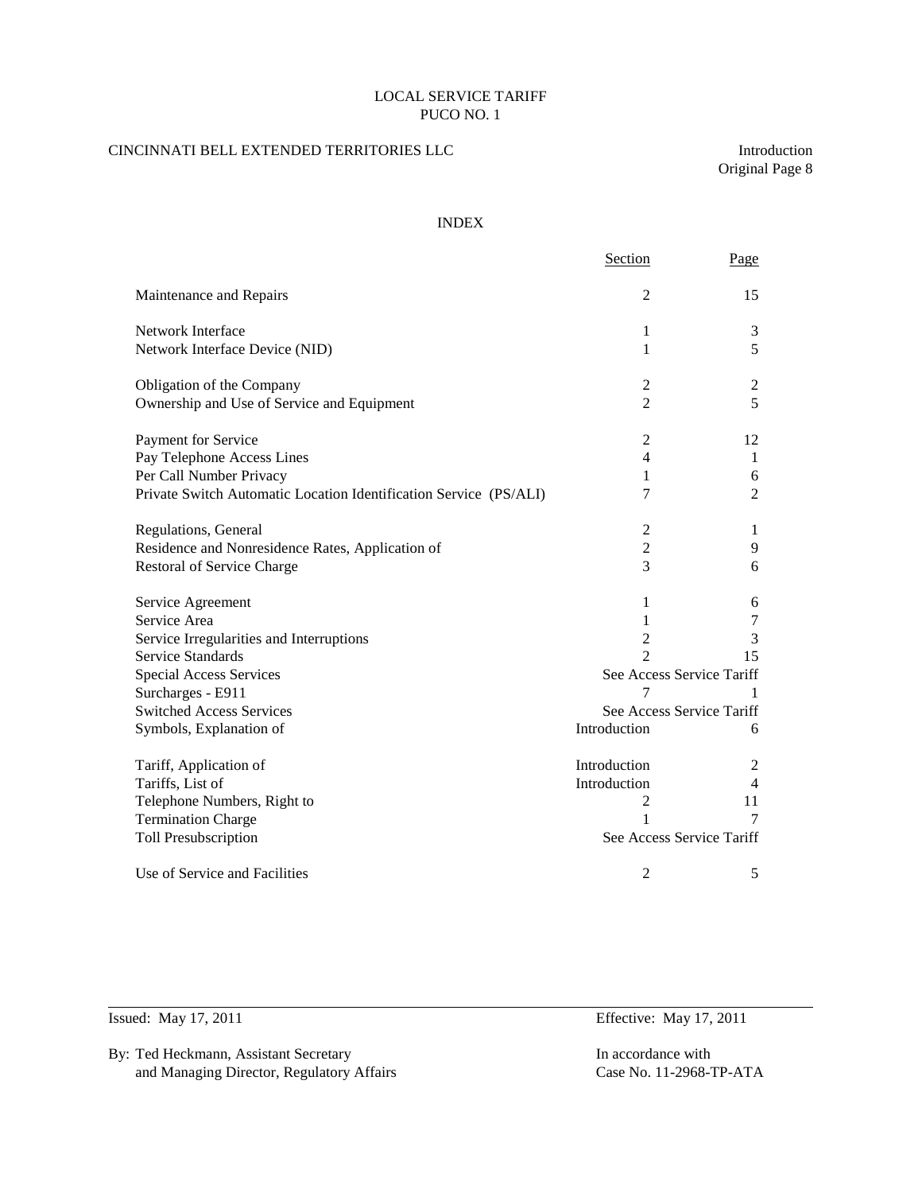LOCAL SERVICE TARIFF
PUCO NO. 1

CINCINNATI BELL EXTENDED TERRITORIES LLC

Introduction
Original Page 8

## INDEX

| | Section | Page |
|---|---|---|
| Maintenance and Repairs | 2 | 15 |
| Network Interface | 1 | 3 |
| Network Interface Device (NID) | 1 | 5 |
| Obligation of the Company | 2 | 2 |
| Ownership and Use of Service and Equipment | 2 | 5 |
| Payment for Service | 2 | 12 |
| Pay Telephone Access Lines | 4 | 1 |
| Per Call Number Privacy | 1 | 6 |
| Private Switch Automatic Location Identification Service (PS/ALI) | 7 | 2 |
| Regulations, General | 2 | 1 |
| Residence and Nonresidence Rates, Application of | 2 | 9 |
| Restoral of Service Charge | 3 | 6 |
| Service Agreement | 1 | 6 |
| Service Area | 1 | 7 |
| Service Irregularities and Interruptions | 2 | 3 |
| Service Standards | 2 | 15 |
| Special Access Services | See Access Service Tariff | |
| Surcharges - E911 | 7 | 1 |
| Switched Access Services | See Access Service Tariff | |
| Symbols, Explanation of | Introduction | 6 |
| Tariff, Application of | Introduction | 2 |
| Tariffs, List of | Introduction | 4 |
| Telephone Numbers, Right to | 2 | 11 |
| Termination Charge | 1 | 7 |
| Toll Presubscription | See Access Service Tariff | |
| Use of Service and Facilities | 2 | 5 |

Issued: May 17, 2011

Effective: May 17, 2011

By: Ted Heckmann, Assistant Secretary
and Managing Director, Regulatory Affairs

In accordance with
Case No. 11-2968-TP-ATA